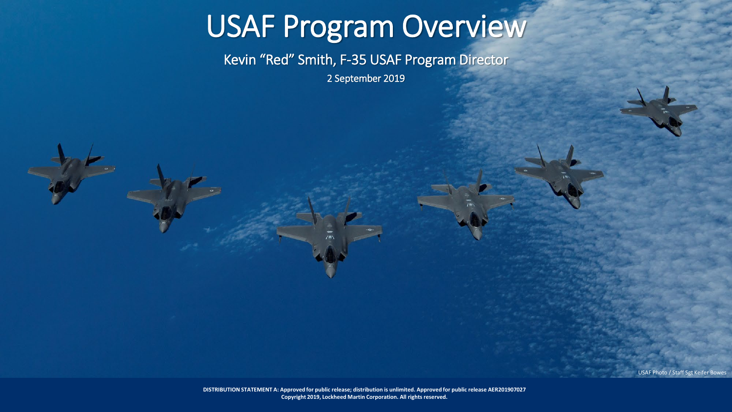# USAF Program Overview

Kevin "Red" Smith, F-35 USAF Program Director

2 September 2019

USAF Photo / Staff Sgt Keifer Bowes

**DISTRIBUTION STATEMENT A: Approved for public release; distribution is unlimited. Approved for public release AER201907027**
**Copyright 2019, Lockheed Martin Corporation. All rights reserved.**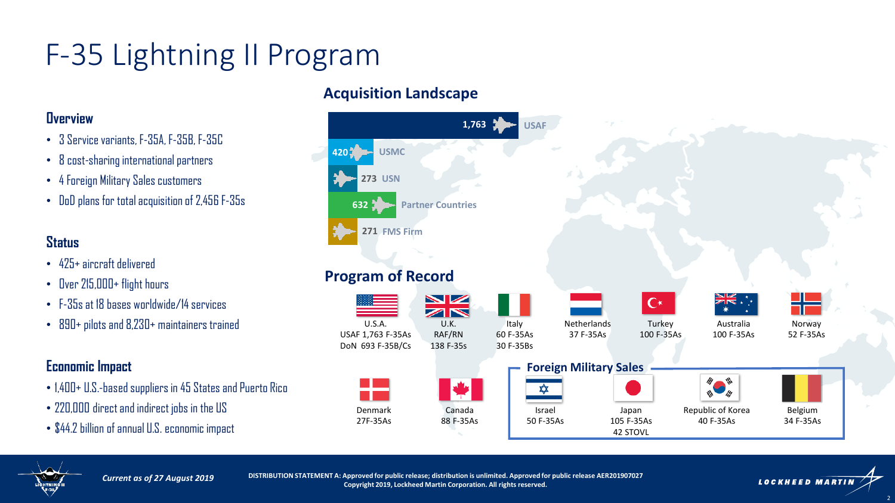# F-35 Lightning II Program

### Overview

- 3 Service variants, F-35A, F-35B, F-35C
- 8 cost-sharing international partners
- 4 Foreign Military Sales customers
- DoD plans for total acquisition of 2,456 F-35s

### Status

- 425+ aircraft delivered
- Over 215,000+ flight hours
- F-35s at 18 bases worldwide/14 services
- 890+ pilots and 8,230+ maintainers trained

### Economic Impact

- 1,400+ U.S.-based suppliers in 45 States and Puerto Rico
- 220,000 direct and indirect jobs in the US
- $44.2 billion of annual U.S. economic impact

## Acquisition Landscape

| Customer | Quantity |
|---|---|
| USAF | 1,763 |
| USMC | 420 |
| USN | 273 |
| Partner Countries | 632 |
| FMS Firm | 271 |

## Program of Record

- U.S.A.: USAF 1,763 F-35As; DoN 693 F-35B/Cs
- U.K.: RAF/RN 138 F-35s
- Italy: 60 F-35As, 30 F-35Bs
- Netherlands: 37 F-35As
- Turkey: 100 F-35As
- Australia: 100 F-35As
- Norway: 52 F-35As
- Denmark: 27F-35As
- Canada: 88 F-35As

### Foreign Military Sales

- Israel: 50 F-35As
- Japan: 105 F-35As, 42 STOVL
- Republic of Korea: 40 F-35As
- Belgium: 34 F-35As

*Current as of 27 August 2019*

**DISTRIBUTION STATEMENT A: Approved for public release; distribution is unlimited. Approved for public release AER201907027**
**Copyright 2019, Lockheed Martin Corporation. All rights reserved.**

LOCKHEED MARTIN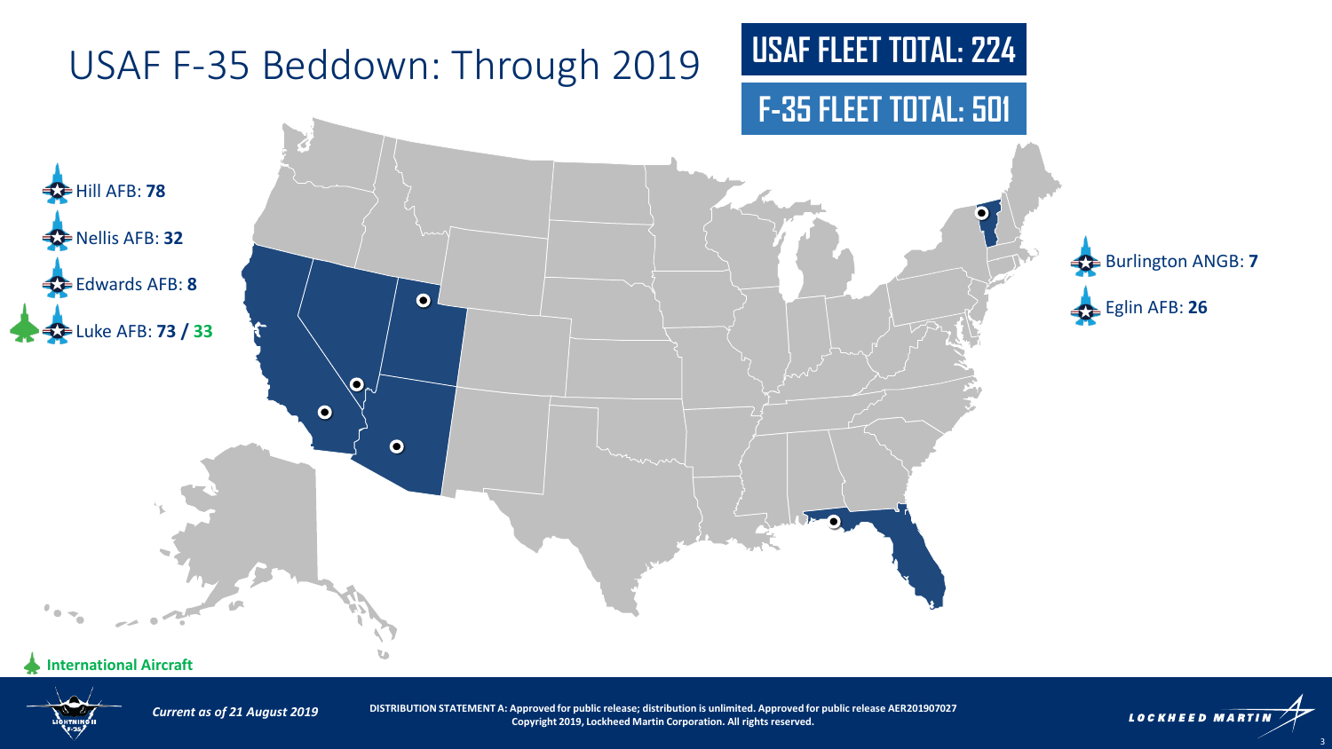# USAF F-35 Beddown: Through 2019

**USAF FLEET TOTAL: 224**

**F-35 FLEET TOTAL: 501**

- Hill AFB: **78**
- Nellis AFB: **32**
- Edwards AFB: **8**
- Luke AFB: **73 / 33**
- Burlington ANGB: **7**
- Eglin AFB: **26**

**International Aircraft**

*Current as of 21 August 2019*

**DISTRIBUTION STATEMENT A: Approved for public release; distribution is unlimited. Approved for public release AER201907027**
**Copyright 2019, Lockheed Martin Corporation. All rights reserved.**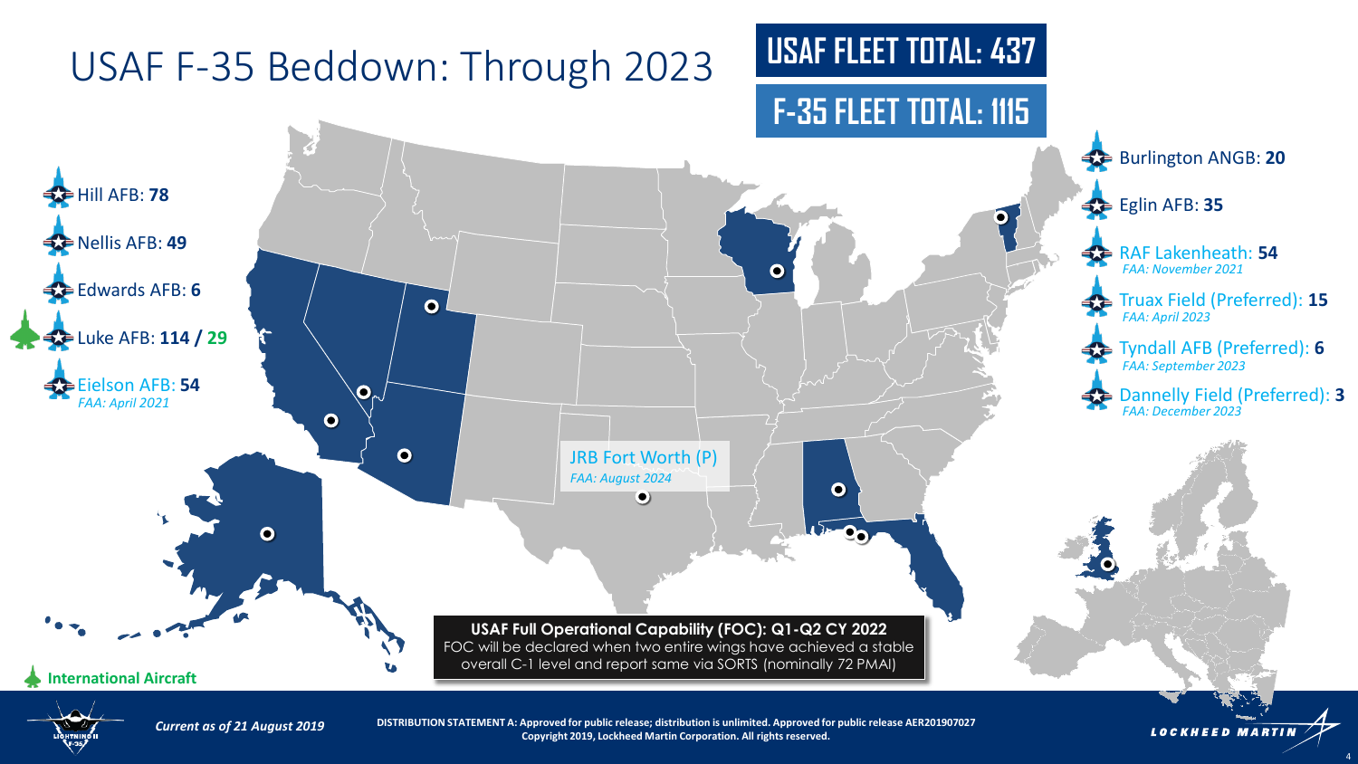# USAF F-35 Beddown: Through 2023

**USAF FLEET TOTAL: 437**

**F-35 FLEET TOTAL: 1115**

- Hill AFB: **78**
- Nellis AFB: **49**
- Edwards AFB: **6**
- Luke AFB: **114 / 29**
- Eielson AFB: **54**
  *FAA: April 2021*

- Burlington ANGB: **20**
- Eglin AFB: **35**
- RAF Lakenheath: **54**
  *FAA: November 2021*
- Truax Field (Preferred): **15**
  *FAA: April 2023*
- Tyndall AFB (Preferred): **6**
  *FAA: September 2023*
- Dannelly Field (Preferred): **3**
  *FAA: December 2023*

JRB Fort Worth (P)
*FAA: August 2024*

**USAF Full Operational Capability (FOC): Q1-Q2 CY 2022**
FOC will be declared when two entire wings have achieved a stable overall C-1 level and report same via SORTS (nominally 72 PMAI)

**International Aircraft**

*Current as of 21 August 2019*

**DISTRIBUTION STATEMENT A: Approved for public release; distribution is unlimited. Approved for public release AER201907027**
**Copyright 2019, Lockheed Martin Corporation. All rights reserved.**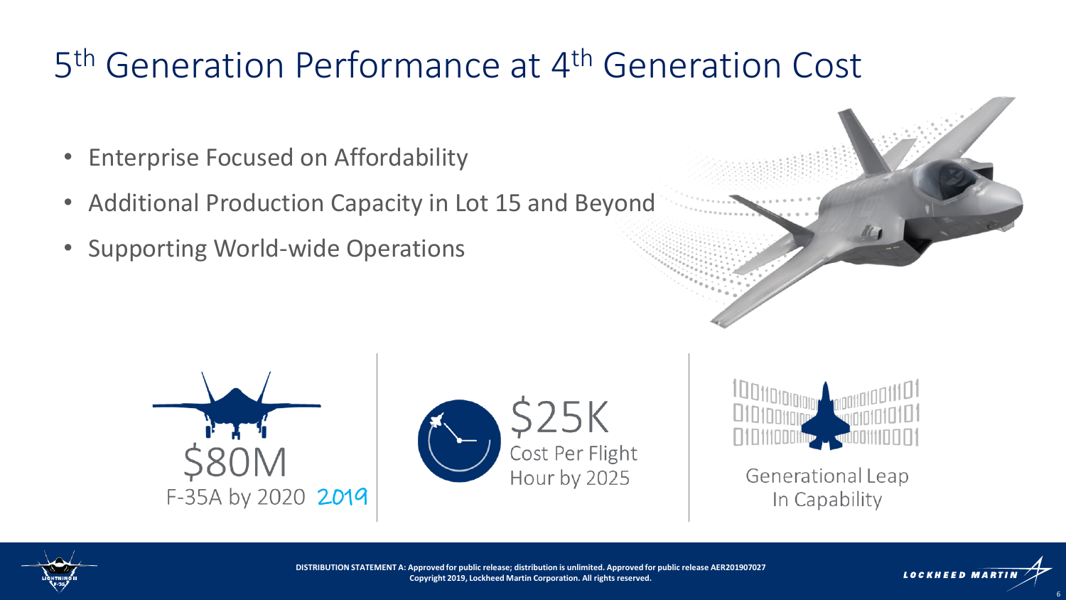# $5^{th}$ Generation Performance at $4^{th}$ Generation Cost

- Enterprise Focused on Affordability
- Additional Production Capacity in Lot 15 and Beyond
- Supporting World-wide Operations

$80M
F-35A by 2020 2019

$25K
Cost Per Flight Hour by 2025

Generational Leap In Capability

DISTRIBUTION STATEMENT A: Approved for public release; distribution is unlimited. Approved for public release AER201907027
Copyright 2019, Lockheed Martin Corporation. All rights reserved.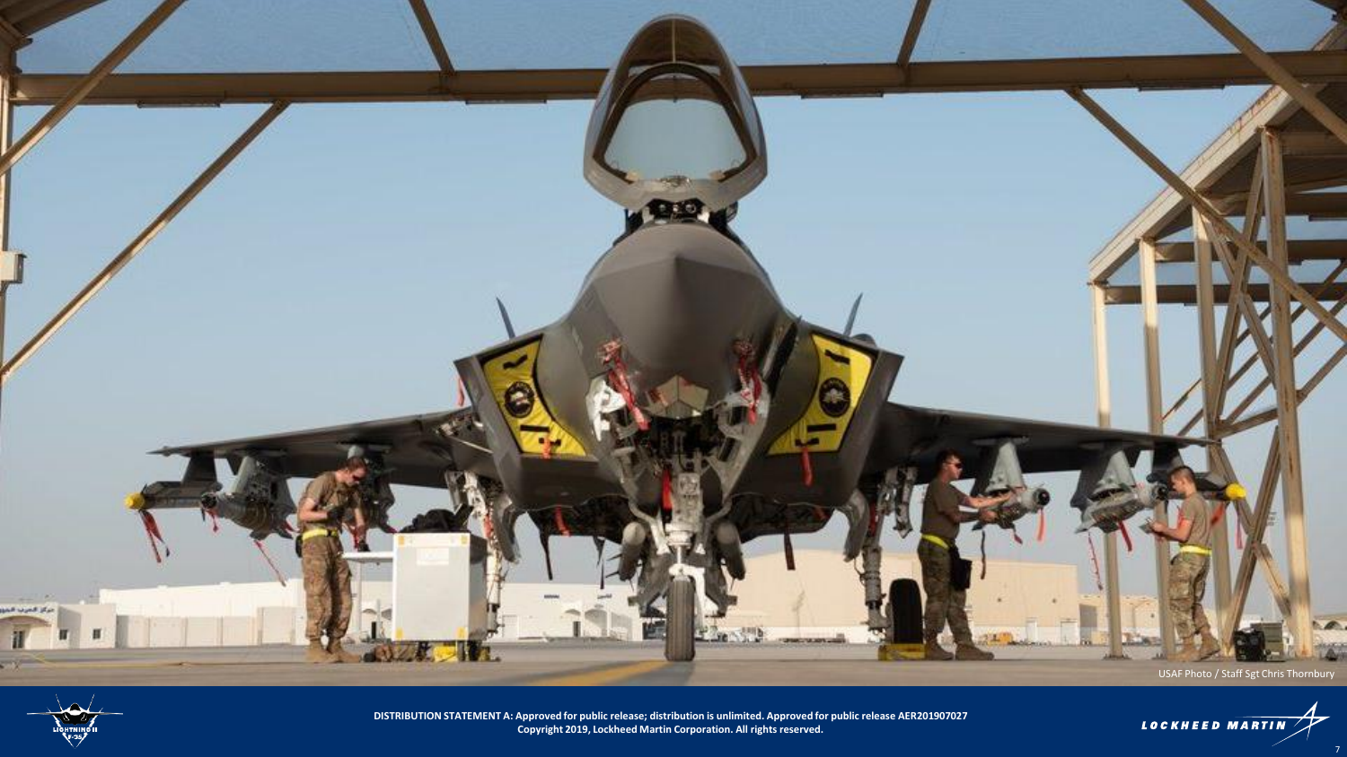USAF Photo / Staff Sgt Chris Thornbury

**DISTRIBUTION STATEMENT A: Approved for public release; distribution is unlimited. Approved for public release AER201907027**
**Copyright 2019, Lockheed Martin Corporation. All rights reserved.**